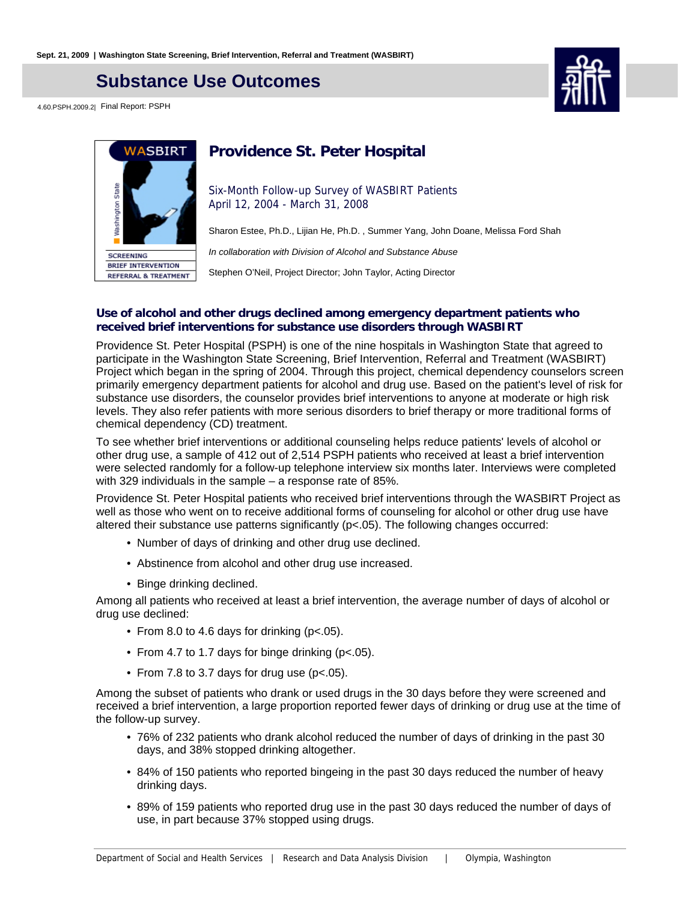Sept. 21, 2009 | Washington State Screening, Brief Intervention, Referral and Treatment (WASBIRT)

# Substance Use Outcomes

4.60.PSPH.2009.2| Final Report: PSPH

## Providence St. Peter Hospital

Six-Month Follow-up Survey of WASBIRT Patients
April 12, 2004 - March 31, 2008

Sharon Estee, Ph.D., Lijian He, Ph.D. , Summer Yang, John Doane, Melissa Ford Shah

*In collaboration with Division of Alcohol and Substance Abuse*

Stephen O'Neil, Project Director; John Taylor, Acting Director

### Use of alcohol and other drugs declined among emergency department patients who received brief interventions for substance use disorders through WASBIRT

Providence St. Peter Hospital (PSPH) is one of the nine hospitals in Washington State that agreed to participate in the Washington State Screening, Brief Intervention, Referral and Treatment (WASBIRT) Project which began in the spring of 2004. Through this project, chemical dependency counselors screen primarily emergency department patients for alcohol and drug use. Based on the patient's level of risk for substance use disorders, the counselor provides brief interventions to anyone at moderate or high risk levels. They also refer patients with more serious disorders to brief therapy or more traditional forms of chemical dependency (CD) treatment.

To see whether brief interventions or additional counseling helps reduce patients' levels of alcohol or other drug use, a sample of 412 out of 2,514 PSPH patients who received at least a brief intervention were selected randomly for a follow-up telephone interview six months later. Interviews were completed with 329 individuals in the sample – a response rate of 85%.

Providence St. Peter Hospital patients who received brief interventions through the WASBIRT Project as well as those who went on to receive additional forms of counseling for alcohol or other drug use have altered their substance use patterns significantly ($p<.05$). The following changes occurred:

- Number of days of drinking and other drug use declined.
- Abstinence from alcohol and other drug use increased.
- Binge drinking declined.

Among all patients who received at least a brief intervention, the average number of days of alcohol or drug use declined:

- From 8.0 to 4.6 days for drinking ($p<.05$).
- From 4.7 to 1.7 days for binge drinking ($p<.05$).
- From 7.8 to 3.7 days for drug use ($p<.05$).

Among the subset of patients who drank or used drugs in the 30 days before they were screened and received a brief intervention, a large proportion reported fewer days of drinking or drug use at the time of the follow-up survey.

- 76% of 232 patients who drank alcohol reduced the number of days of drinking in the past 30 days, and 38% stopped drinking altogether.
- 84% of 150 patients who reported bingeing in the past 30 days reduced the number of heavy drinking days.
- 89% of 159 patients who reported drug use in the past 30 days reduced the number of days of use, in part because 37% stopped using drugs.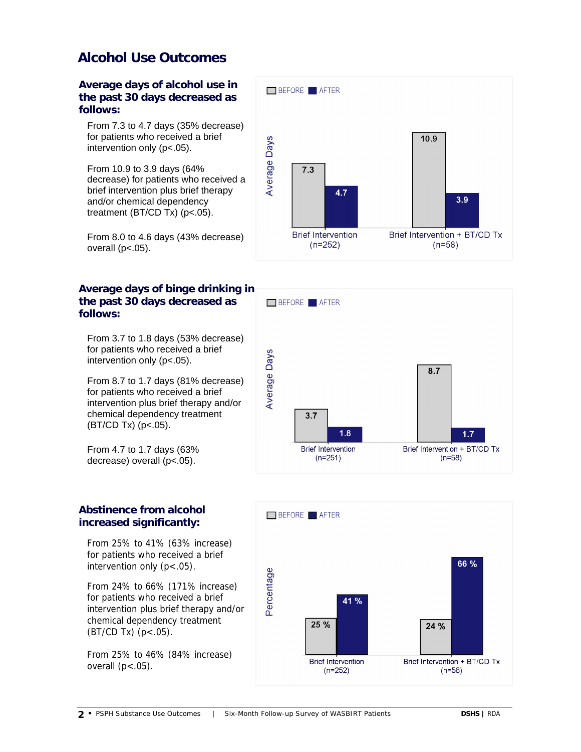# Alcohol Use Outcomes

## Average days of alcohol use in the past 30 days decreased as follows:

From 7.3 to 4.7 days (35% decrease) for patients who received a brief intervention only ($p<.05$).

From 10.9 to 3.9 days (64% decrease) for patients who received a brief intervention plus brief therapy and/or chemical dependency treatment (BT/CD Tx) ($p<.05$).

From 8.0 to 4.6 days (43% decrease) overall ($p<.05$).

| Average Days | BEFORE | AFTER |
|---|---|---|
| Brief Intervention (n=252) | 7.3 | 4.7 |
| Brief Intervention + BT/CD Tx (n=58) | 10.9 | 3.9 |

## Average days of binge drinking in the past 30 days decreased as follows:

From 3.7 to 1.8 days (53% decrease) for patients who received a brief intervention only ($p<.05$).

From 8.7 to 1.7 days (81% decrease) for patients who received a brief intervention plus brief therapy and/or chemical dependency treatment (BT/CD Tx) ($p<.05$).

From 4.7 to 1.7 days (63% decrease) overall ($p<.05$).

| Average Days | BEFORE | AFTER |
|---|---|---|
| Brief Intervention (n=251) | 3.7 | 1.8 |
| Brief Intervention + BT/CD Tx (n=58) | 8.7 | 1.7 |

## Abstinence from alcohol increased significantly:

From 25% to 41% (63% increase) for patients who received a brief intervention only ($p<.05$).

From 24% to 66% (171% increase) for patients who received a brief intervention plus brief therapy and/or chemical dependency treatment (BT/CD Tx) ($p<.05$).

From 25% to 46% (84% increase) overall ($p<.05$).

| Percentage | BEFORE | AFTER |
|---|---|---|
| Brief Intervention (n=252) | 25 % | 41 % |
| Brief Intervention + BT/CD Tx (n=58) | 24 % | 66 % |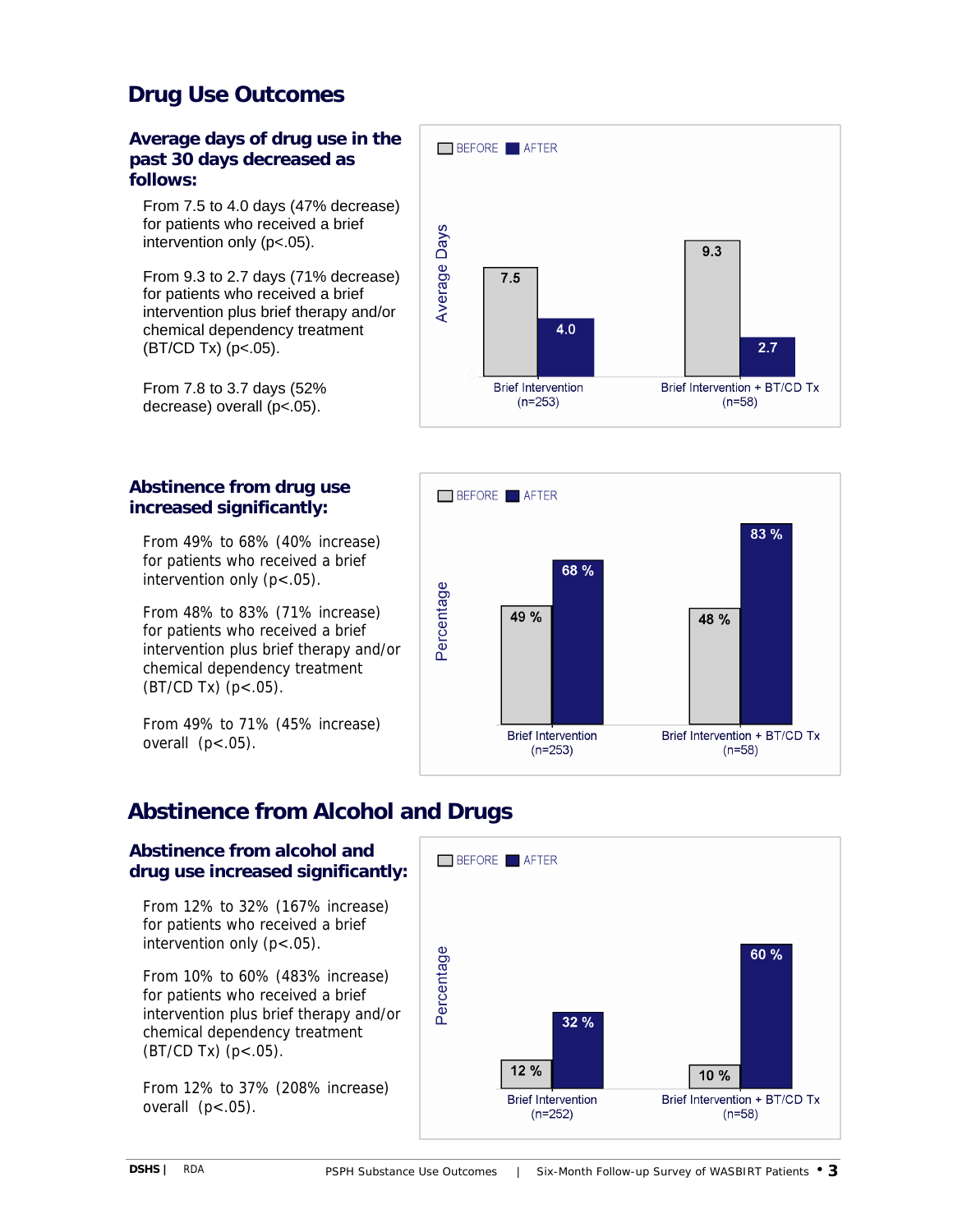## Drug Use Outcomes

### Average days of drug use in the past 30 days decreased as follows:

From 7.5 to 4.0 days (47% decrease) for patients who received a brief intervention only ($p<.05$).

From 9.3 to 2.7 days (71% decrease) for patients who received a brief intervention plus brief therapy and/or chemical dependency treatment (BT/CD Tx) ($p<.05$).

From 7.8 to 3.7 days (52% decrease) overall ($p<.05$).

| Average Days | BEFORE | AFTER |
|---|---|---|
| Brief Intervention (n=253) | 7.5 | 4.0 |
| Brief Intervention + BT/CD Tx (n=58) | 9.3 | 2.7 |

### Abstinence from drug use increased significantly:

From 49% to 68% (40% increase) for patients who received a brief intervention only ($p<.05$).

From 48% to 83% (71% increase) for patients who received a brief intervention plus brief therapy and/or chemical dependency treatment (BT/CD Tx) ($p<.05$).

From 49% to 71% (45% increase) overall ($p<.05$).

| Percentage | BEFORE | AFTER |
|---|---|---|
| Brief Intervention (n=253) | 49 % | 68 % |
| Brief Intervention + BT/CD Tx (n=58) | 48 % | 83 % |

## Abstinence from Alcohol and Drugs

### Abstinence from alcohol and drug use increased significantly:

From 12% to 32% (167% increase) for patients who received a brief intervention only ($p<.05$).

From 10% to 60% (483% increase) for patients who received a brief intervention plus brief therapy and/or chemical dependency treatment (BT/CD Tx) ($p<.05$).

From 12% to 37% (208% increase) overall ($p<.05$).

| Percentage | BEFORE | AFTER |
|---|---|---|
| Brief Intervention (n=252) | 12 % | 32 % |
| Brief Intervention + BT/CD Tx (n=58) | 10 % | 60 % |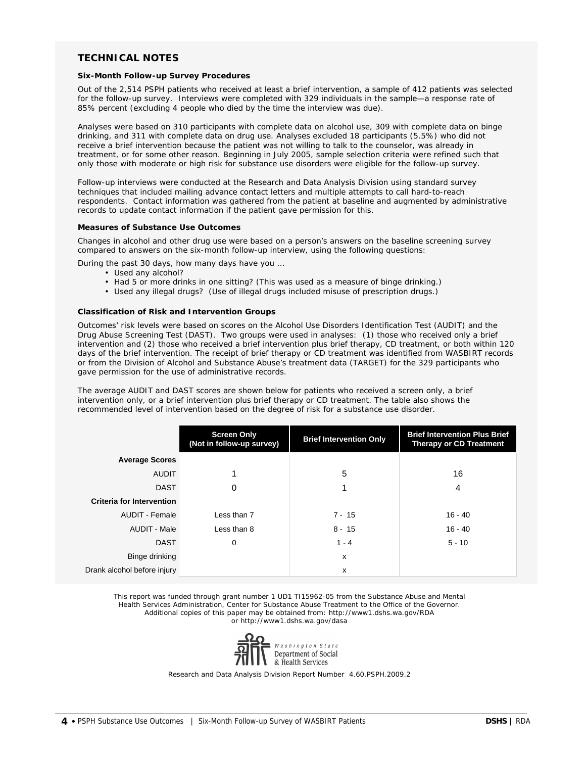## TECHNICAL NOTES

### Six-Month Follow-up Survey Procedures

Out of the 2,514 PSPH patients who received at least a brief intervention, a sample of 412 patients was selected for the follow-up survey. Interviews were completed with 329 individuals in the sample—a response rate of 85% percent (excluding 4 people who died by the time the interview was due).

Analyses were based on 310 participants with complete data on alcohol use, 309 with complete data on binge drinking, and 311 with complete data on drug use. Analyses excluded 18 participants (5.5%) who did not receive a brief intervention because the patient was not willing to talk to the counselor, was already in treatment, or for some other reason. Beginning in July 2005, sample selection criteria were refined such that only those with moderate or high risk for substance use disorders were eligible for the follow-up survey.

Follow-up interviews were conducted at the Research and Data Analysis Division using standard survey techniques that included mailing advance contact letters and multiple attempts to call hard-to-reach respondents. Contact information was gathered from the patient at baseline and augmented by administrative records to update contact information if the patient gave permission for this.

### Measures of Substance Use Outcomes

Changes in alcohol and other drug use were based on a person's answers on the baseline screening survey compared to answers on the six-month follow-up interview, using the following questions:

During the past 30 days, how many days have you …

- Used any alcohol?
- Had 5 or more drinks in one sitting? (This was used as a measure of binge drinking.)
- Used any illegal drugs? (Use of illegal drugs included misuse of prescription drugs.)

### Classification of Risk and Intervention Groups

Outcomes' risk levels were based on scores on the Alcohol Use Disorders Identification Test (AUDIT) and the Drug Abuse Screening Test (DAST). Two groups were used in analyses: (1) those who received only a brief intervention and (2) those who received a brief intervention plus brief therapy, CD treatment, or both within 120 days of the brief intervention. The receipt of brief therapy or CD treatment was identified from WASBIRT records or from the Division of Alcohol and Substance Abuse's treatment data (TARGET) for the 329 participants who gave permission for the use of administrative records.

The average AUDIT and DAST scores are shown below for patients who received a screen only, a brief intervention only, or a brief intervention plus brief therapy or CD treatment. The table also shows the recommended level of intervention based on the degree of risk for a substance use disorder.

| | Screen Only (Not in follow-up survey) | Brief Intervention Only | Brief Intervention Plus Brief Therapy or CD Treatment |
|---|---|---|---|
| **Average Scores** | | | |
| AUDIT | 1 | 5 | 16 |
| DAST | 0 | 1 | 4 |
| **Criteria for Intervention** | | | |
| AUDIT - Female | Less than 7 | 7 - 15 | 16 - 40 |
| AUDIT - Male | Less than 8 | 8 - 15 | 16 - 40 |
| DAST | 0 | 1 - 4 | 5 - 10 |
| Binge drinking | | x | |
| Drank alcohol before injury | | x | |

This report was funded through grant number 1 UD1 TI15962-05 from the Substance Abuse and Mental Health Services Administration, Center for Substance Abuse Treatment to the Office of the Governor. Additional copies of this paper may be obtained from: http://www1.dshs.wa.gov/RDA or http://www1.dshs.wa.gov/dasa

Washington State Department of Social & Health Services

Research and Data Analysis Division Report Number 4.60.PSPH.2009.2